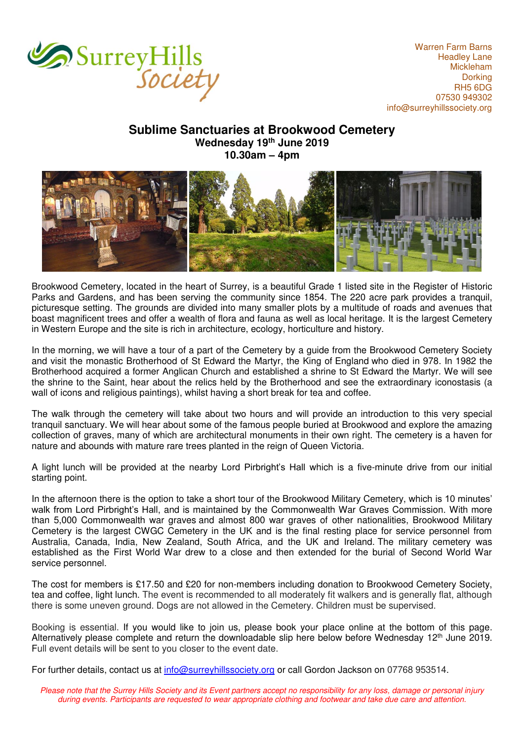Surrey Hills Society

Warren Farm Barns
Headley Lane
Mickleham
Dorking
RH5 6DG
07530 949302
info@surreyhillssociety.org

# Sublime Sanctuaries at Brookwood Cemetery

**Wednesday 19th June 2019**
**10.30am – 4pm**

Brookwood Cemetery, located in the heart of Surrey, is a beautiful Grade 1 listed site in the Register of Historic Parks and Gardens, and has been serving the community since 1854. The 220 acre park provides a tranquil, picturesque setting. The grounds are divided into many smaller plots by a multitude of roads and avenues that boast magnificent trees and offer a wealth of flora and fauna as well as local heritage. It is the largest Cemetery in Western Europe and the site is rich in architecture, ecology, horticulture and history.

In the morning, we will have a tour of a part of the Cemetery by a guide from the Brookwood Cemetery Society and visit the monastic Brotherhood of St Edward the Martyr, the King of England who died in 978. In 1982 the Brotherhood acquired a former Anglican Church and established a shrine to St Edward the Martyr. We will see the shrine to the Saint, hear about the relics held by the Brotherhood and see the extraordinary iconostasis (a wall of icons and religious paintings), whilst having a short break for tea and coffee.

The walk through the cemetery will take about two hours and will provide an introduction to this very special tranquil sanctuary. We will hear about some of the famous people buried at Brookwood and explore the amazing collection of graves, many of which are architectural monuments in their own right. The cemetery is a haven for nature and abounds with mature rare trees planted in the reign of Queen Victoria.

A light lunch will be provided at the nearby Lord Pirbright's Hall which is a five-minute drive from our initial starting point.

In the afternoon there is the option to take a short tour of the Brookwood Military Cemetery, which is 10 minutes' walk from Lord Pirbright's Hall, and is maintained by the Commonwealth War Graves Commission. With more than 5,000 Commonwealth war graves and almost 800 war graves of other nationalities, Brookwood Military Cemetery is the largest CWGC Cemetery in the UK and is the final resting place for service personnel from Australia, Canada, India, New Zealand, South Africa, and the UK and Ireland. The military cemetery was established as the First World War drew to a close and then extended for the burial of Second World War service personnel.

The cost for members is £17.50 and £20 for non-members including donation to Brookwood Cemetery Society, tea and coffee, light lunch. The event is recommended to all moderately fit walkers and is generally flat, although there is some uneven ground. Dogs are not allowed in the Cemetery. Children must be supervised.

Booking is essential. If you would like to join us, please book your place online at the bottom of this page. Alternatively please complete and return the downloadable slip here below before Wednesday 12th June 2019. Full event details will be sent to you closer to the event date.

For further details, contact us at info@surreyhillssociety.org or call Gordon Jackson on 07768 953514.

*Please note that the Surrey Hills Society and its Event partners accept no responsibility for any loss, damage or personal injury during events. Participants are requested to wear appropriate clothing and footwear and take due care and attention.*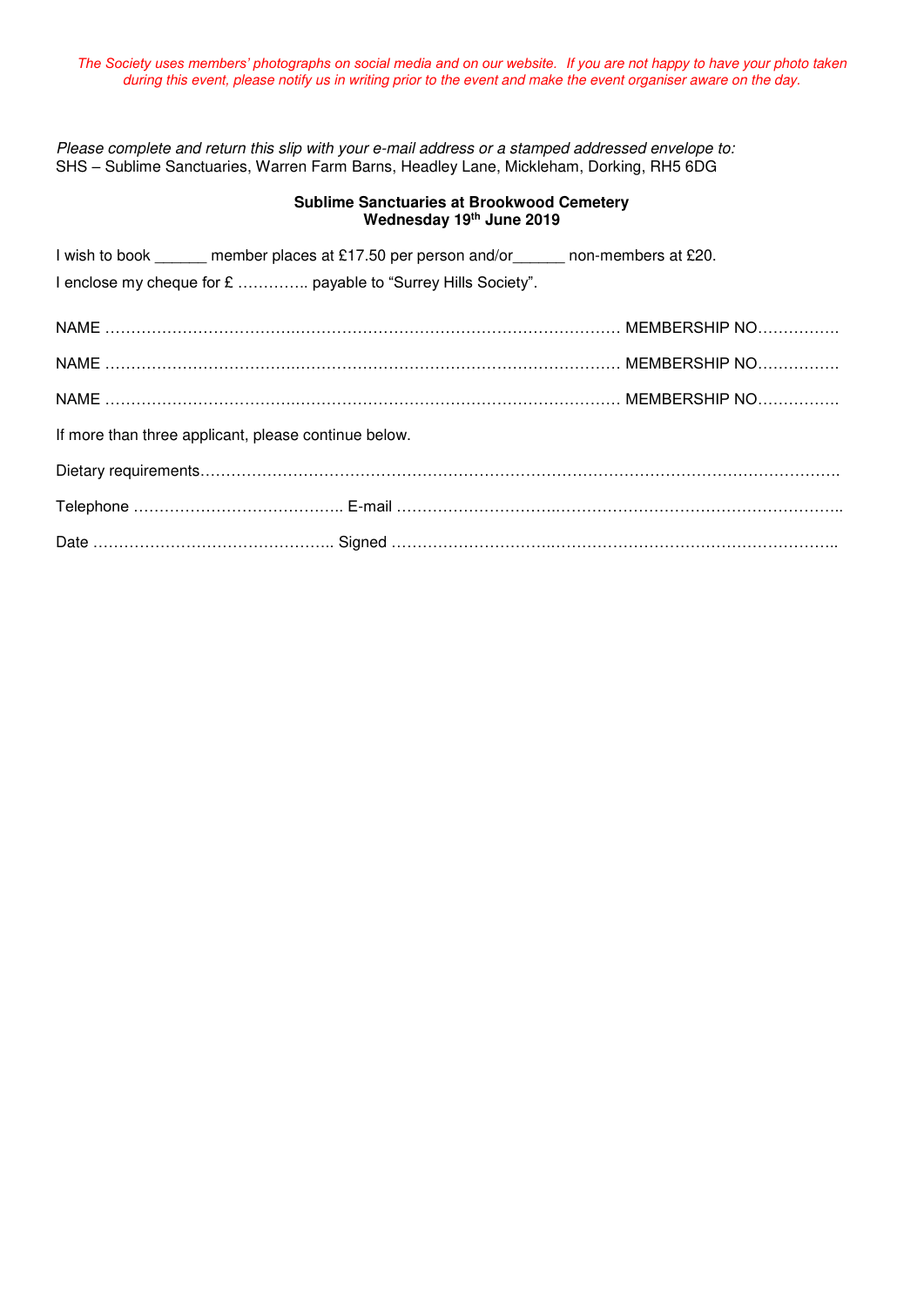*The Society uses members' photographs on social media and on our website. If you are not happy to have your photo taken during this event, please notify us in writing prior to the event and make the event organiser aware on the day.*

*Please complete and return this slip with your e-mail address or a stamped addressed envelope to:*
SHS – Sublime Sanctuaries, Warren Farm Barns, Headley Lane, Mickleham, Dorking, RH5 6DG

**Sublime Sanctuaries at Brookwood Cemetery**
**Wednesday 19th June 2019**

I wish to book ______ member places at £17.50 per person and/or______ non-members at £20.

I enclose my cheque for £ ………….. payable to "Surrey Hills Society".

NAME ………………………………………………………………………………………… MEMBERSHIP NO…………….

NAME ………………………………………………………………………………………… MEMBERSHIP NO…………….

NAME ………………………………………………………………………………………… MEMBERSHIP NO…………….

If more than three applicant, please continue below.

Dietary requirements…………………………………………………………………………………………………………….

Telephone ………………………………….. E-mail ……………………………………………………………………………..

Date ……………………………………….. Signed ……………………………………………………………………………..